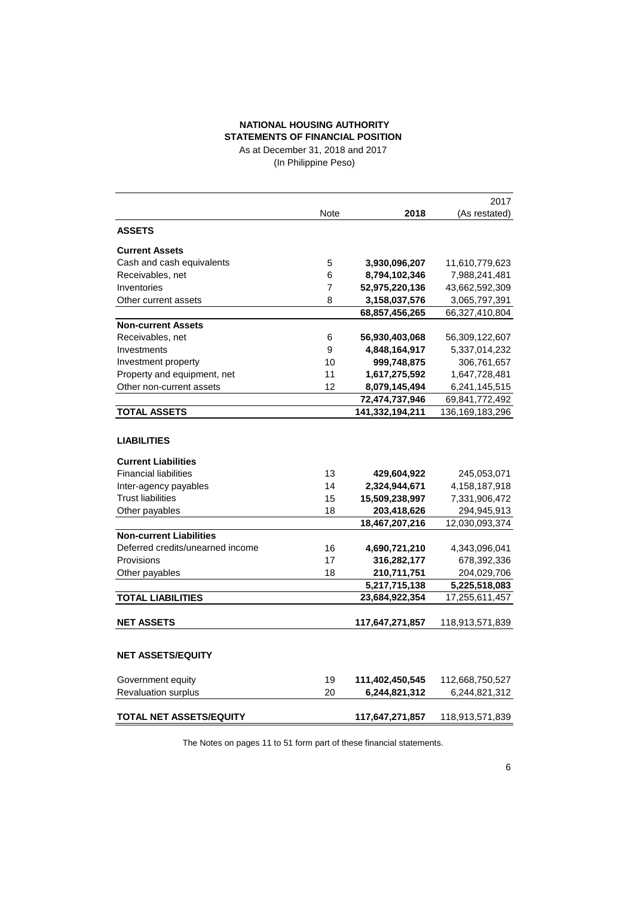# NATIONAL HOUSING AUTHORITY

## STATEMENTS OF FINANCIAL POSITION

As at December 31, 2018 and 2017

(In Philippine Peso)

| | Note | 2018 | 2017 (As restated) |
|---|---|---|---|
| **ASSETS** | | | |
| **Current Assets** | | | |
| Cash and cash equivalents | 5 | **3,930,096,207** | 11,610,779,623 |
| Receivables, net | 6 | **8,794,102,346** | 7,988,241,481 |
| Inventories | 7 | **52,975,220,136** | 43,662,592,309 |
| Other current assets | 8 | **3,158,037,576** | 3,065,797,391 |
| | | **68,857,456,265** | 66,327,410,804 |
| **Non-current Assets** | | | |
| Receivables, net | 6 | **56,930,403,068** | 56,309,122,607 |
| Investments | 9 | **4,848,164,917** | 5,337,014,232 |
| Investment property | 10 | **999,748,875** | 306,761,657 |
| Property and equipment, net | 11 | **1,617,275,592** | 1,647,728,481 |
| Other non-current assets | 12 | **8,079,145,494** | 6,241,145,515 |
| | | **72,474,737,946** | 69,841,772,492 |
| **TOTAL ASSETS** | | **141,332,194,211** | 136,169,183,296 |
| **LIABILITIES** | | | |
| **Current Liabilities** | | | |
| Financial liabilities | 13 | **429,604,922** | 245,053,071 |
| Inter-agency payables | 14 | **2,324,944,671** | 4,158,187,918 |
| Trust liabilities | 15 | **15,509,238,997** | 7,331,906,472 |
| Other payables | 18 | **203,418,626** | 294,945,913 |
| | | **18,467,207,216** | 12,030,093,374 |
| **Non-current Liabilities** | | | |
| Deferred credits/unearned income | 16 | **4,690,721,210** | 4,343,096,041 |
| Provisions | 17 | **316,282,177** | 678,392,336 |
| Other payables | 18 | **210,711,751** | 204,029,706 |
| | | **5,217,715,138** | **5,225,518,083** |
| **TOTAL LIABILITIES** | | **23,684,922,354** | 17,255,611,457 |
| **NET ASSETS** | | **117,647,271,857** | 118,913,571,839 |
| **NET ASSETS/EQUITY** | | | |
| Government equity | 19 | **111,402,450,545** | 112,668,750,527 |
| Revaluation surplus | 20 | **6,244,821,312** | 6,244,821,312 |
| **TOTAL NET ASSETS/EQUITY** | | **117,647,271,857** | 118,913,571,839 |

The Notes on pages 11 to 51 form part of these financial statements.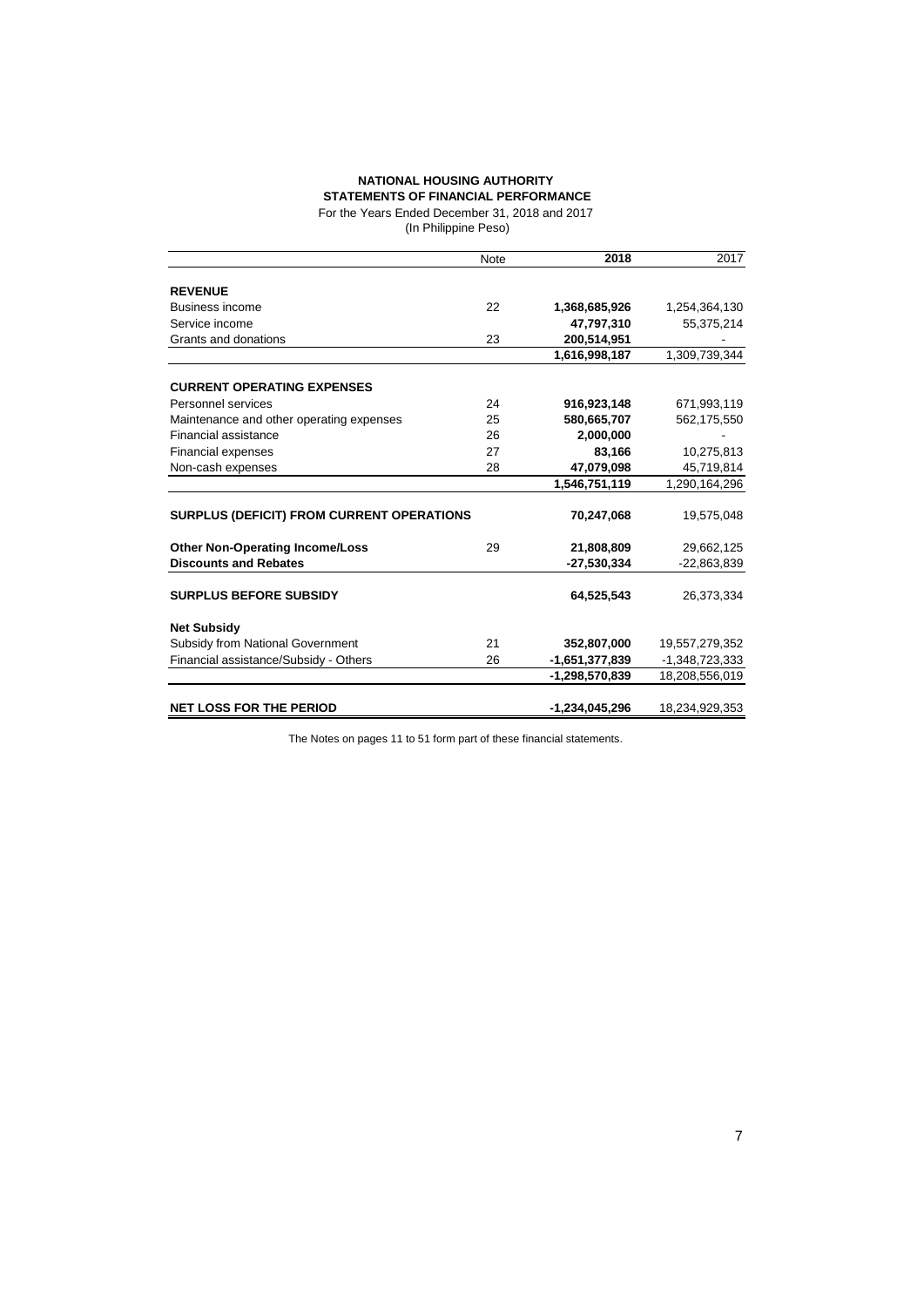**NATIONAL HOUSING AUTHORITY**
**STATEMENTS OF FINANCIAL PERFORMANCE**
For the Years Ended December 31, 2018 and 2017
(In Philippine Peso)

| | Note | 2018 | 2017 |
|---|---|---|---|
| **REVENUE** | | | |
| Business income | 22 | **1,368,685,926** | 1,254,364,130 |
| Service income | | **47,797,310** | 55,375,214 |
| Grants and donations | 23 | **200,514,951** | - |
| | | **1,616,998,187** | 1,309,739,344 |
| **CURRENT OPERATING EXPENSES** | | | |
| Personnel services | 24 | **916,923,148** | 671,993,119 |
| Maintenance and other operating expenses | 25 | **580,665,707** | 562,175,550 |
| Financial assistance | 26 | **2,000,000** | - |
| Financial expenses | 27 | **83,166** | 10,275,813 |
| Non-cash expenses | 28 | **47,079,098** | 45,719,814 |
| | | **1,546,751,119** | 1,290,164,296 |
| **SURPLUS (DEFICIT) FROM CURRENT OPERATIONS** | | **70,247,068** | 19,575,048 |
| **Other Non-Operating Income/Loss** | 29 | **21,808,809** | 29,662,125 |
| **Discounts and Rebates** | | **-27,530,334** | -22,863,839 |
| **SURPLUS BEFORE SUBSIDY** | | **64,525,543** | 26,373,334 |
| **Net Subsidy** | | | |
| Subsidy from National Government | 21 | **352,807,000** | 19,557,279,352 |
| Financial assistance/Subsidy - Others | 26 | **-1,651,377,839** | -1,348,723,333 |
| | | **-1,298,570,839** | 18,208,556,019 |
| **NET LOSS FOR THE PERIOD** | | **-1,234,045,296** | 18,234,929,353 |

The Notes on pages 11 to 51 form part of these financial statements.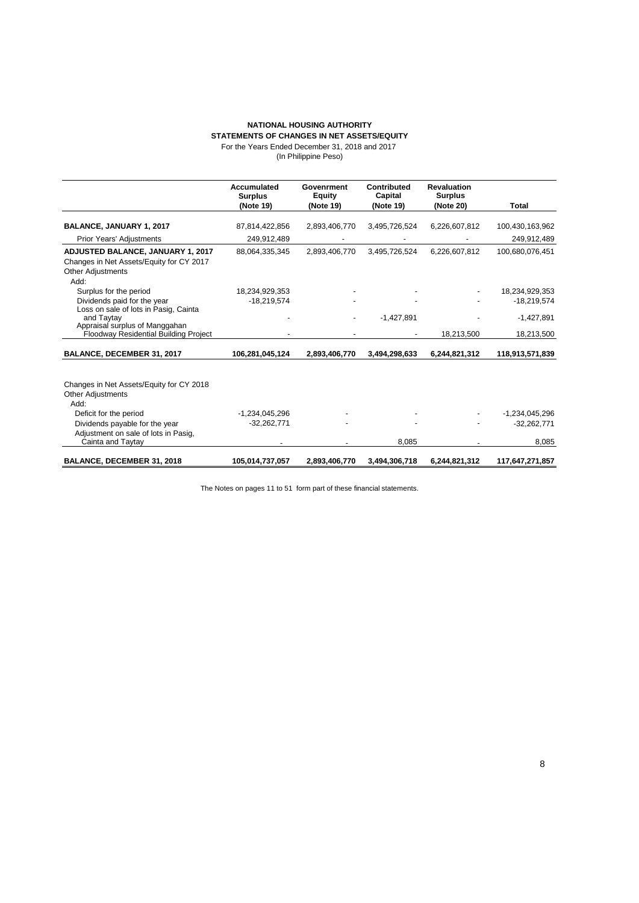**NATIONAL HOUSING AUTHORITY**
**STATEMENTS OF CHANGES IN NET ASSETS/EQUITY**
For the Years Ended December 31, 2018 and 2017
(In Philippine Peso)

| | Accumulated Surplus (Note 19) | Government Equity (Note 19) | Contributed Capital (Note 19) | Revaluation Surplus (Note 20) | Total |
|---|---|---|---|---|---|
| **BALANCE, JANUARY 1, 2017** | 87,814,422,856 | 2,893,406,770 | 3,495,726,524 | 6,226,607,812 | 100,430,163,962 |
| Prior Years' Adjustments | 249,912,489 | - | - | - | 249,912,489 |
| **ADJUSTED BALANCE, JANUARY 1, 2017** | 88,064,335,345 | 2,893,406,770 | 3,495,726,524 | 6,226,607,812 | 100,680,076,451 |
| Changes in Net Assets/Equity for CY 2017 | | | | | |
| Other Adjustments | | | | | |
| Add: | | | | | |
| Surplus for the period | 18,234,929,353 | - | - | - | 18,234,929,353 |
| Dividends paid for the year | -18,219,574 | - | - | - | -18,219,574 |
| Loss on sale of lots in Pasig, Cainta and Taytay | - | - | -1,427,891 | - | -1,427,891 |
| Appraisal surplus of Manggahan Floodway Residential Building Project | - | - | - | 18,213,500 | 18,213,500 |
| **BALANCE, DECEMBER 31, 2017** | **106,281,045,124** | **2,893,406,770** | **3,494,298,633** | **6,244,821,312** | **118,913,571,839** |
| Changes in Net Assets/Equity for CY 2018 | | | | | |
| Other Adjustments | | | | | |
| Add: | | | | | |
| Deficit for the period | -1,234,045,296 | - | - | - | -1,234,045,296 |
| Dividends payable for the year | -32,262,771 | - | - | - | -32,262,771 |
| Adjustment on sale of lots in Pasig, Cainta and Taytay | - | - | 8,085 | - | 8,085 |
| **BALANCE, DECEMBER 31, 2018** | **105,014,737,057** | **2,893,406,770** | **3,494,306,718** | **6,244,821,312** | **117,647,271,857** |

The Notes on pages 11 to 51 form part of these financial statements.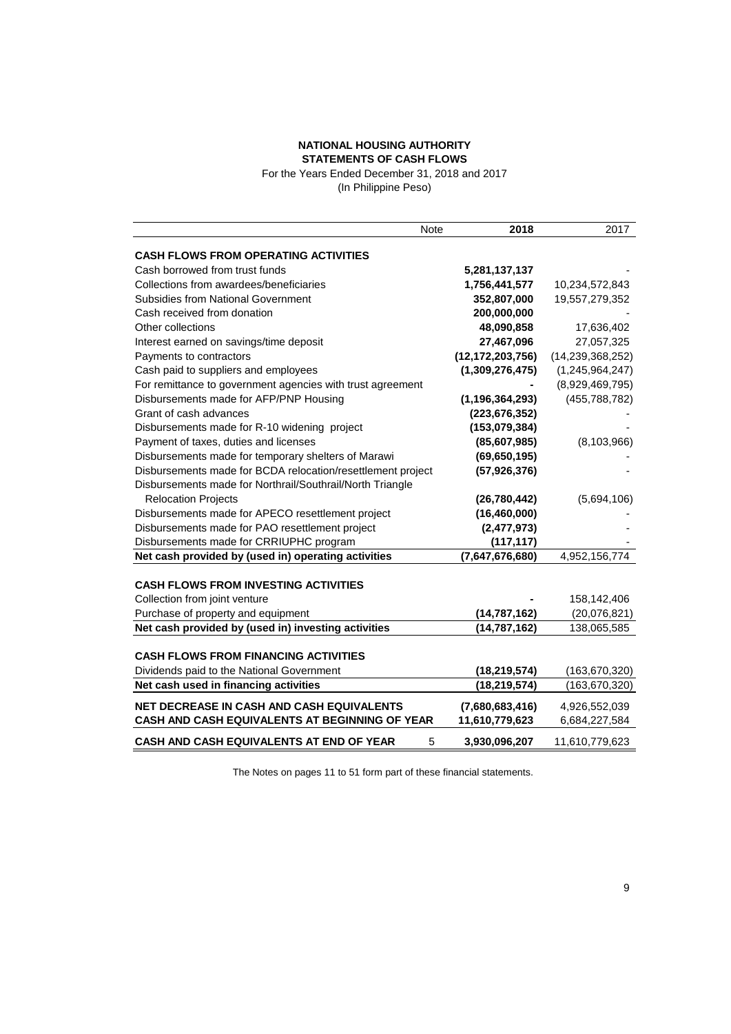**NATIONAL HOUSING AUTHORITY**
**STATEMENTS OF CASH FLOWS**
For the Years Ended December 31, 2018 and 2017
(In Philippine Peso)

| | Note | 2018 | 2017 |
|---|---|---|---|
| **CASH FLOWS FROM OPERATING ACTIVITIES** | | | |
| Cash borrowed from trust funds | | **5,281,137,137** | - |
| Collections from awardees/beneficiaries | | **1,756,441,577** | 10,234,572,843 |
| Subsidies from National Government | | **352,807,000** | 19,557,279,352 |
| Cash received from donation | | **200,000,000** | - |
| Other collections | | **48,090,858** | 17,636,402 |
| Interest earned on savings/time deposit | | **27,467,096** | 27,057,325 |
| Payments to contractors | | **(12,172,203,756)** | (14,239,368,252) |
| Cash paid to suppliers and employees | | **(1,309,276,475)** | (1,245,964,247) |
| For remittance to government agencies with trust agreement | | **-** | (8,929,469,795) |
| Disbursements made for AFP/PNP Housing | | **(1,196,364,293)** | (455,788,782) |
| Grant of cash advances | | **(223,676,352)** | - |
| Disbursements made for R-10 widening project | | **(153,079,384)** | - |
| Payment of taxes, duties and licenses | | **(85,607,985)** | (8,103,966) |
| Disbursements made for temporary shelters of Marawi | | **(69,650,195)** | - |
| Disbursements made for BCDA relocation/resettlement project | | **(57,926,376)** | - |
| Disbursements made for Northrail/Southrail/North Triangle Relocation Projects | | **(26,780,442)** | (5,694,106) |
| Disbursements made for APECO resettlement project | | **(16,460,000)** | - |
| Disbursements made for PAO resettlement project | | **(2,477,973)** | - |
| Disbursements made for CRRIUPHC program | | **(117,117)** | - |
| **Net cash provided by (used in) operating activities** | | **(7,647,676,680)** | 4,952,156,774 |
| **CASH FLOWS FROM INVESTING ACTIVITIES** | | | |
| Collection from joint venture | | **-** | 158,142,406 |
| Purchase of property and equipment | | **(14,787,162)** | (20,076,821) |
| **Net cash provided by (used in) investing activities** | | **(14,787,162)** | 138,065,585 |
| **CASH FLOWS FROM FINANCING ACTIVITIES** | | | |
| Dividends paid to the National Government | | **(18,219,574)** | (163,670,320) |
| **Net cash used in financing activities** | | **(18,219,574)** | (163,670,320) |
| **NET DECREASE IN CASH AND CASH EQUIVALENTS** | | **(7,680,683,416)** | 4,926,552,039 |
| **CASH AND CASH EQUIVALENTS AT BEGINNING OF YEAR** | | **11,610,779,623** | 6,684,227,584 |
| **CASH AND CASH EQUIVALENTS AT END OF YEAR** | 5 | **3,930,096,207** | 11,610,779,623 |

The Notes on pages 11 to 51 form part of these financial statements.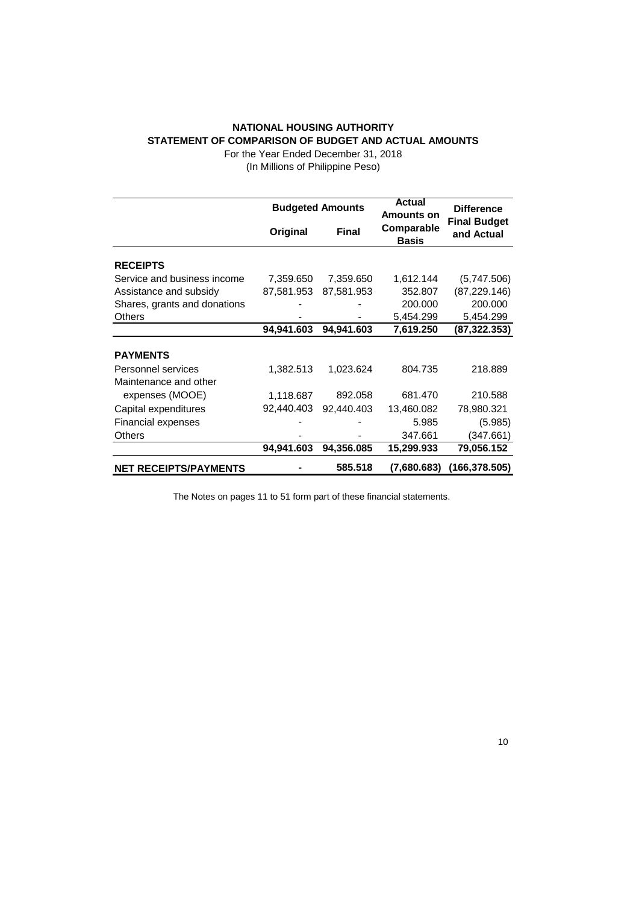**NATIONAL HOUSING AUTHORITY**
**STATEMENT OF COMPARISON OF BUDGET AND ACTUAL AMOUNTS**
For the Year Ended December 31, 2018
(In Millions of Philippine Peso)

| | Budgeted Amounts | | Actual Amounts on Comparable Basis | Difference Final Budget and Actual |
|---|---|---|---|---|
| | Original | Final | | |
| **RECEIPTS** | | | | |
| Service and business income | 7,359.650 | 7,359.650 | 1,612.144 | (5,747.506) |
| Assistance and subsidy | 87,581.953 | 87,581.953 | 352.807 | (87,229.146) |
| Shares, grants and donations | - | - | 200.000 | 200.000 |
| Others | - | - | 5,454.299 | 5,454.299 |
| | **94,941.603** | **94,941.603** | **7,619.250** | **(87,322.353)** |
| **PAYMENTS** | | | | |
| Personnel services | 1,382.513 | 1,023.624 | 804.735 | 218.889 |
| Maintenance and other expenses (MOOE) | 1,118.687 | 892.058 | 681.470 | 210.588 |
| Capital expenditures | 92,440.403 | 92,440.403 | 13,460.082 | 78,980.321 |
| Financial expenses | - | - | 5.985 | (5.985) |
| Others | - | - | 347.661 | (347.661) |
| | **94,941.603** | **94,356.085** | **15,299.933** | **79,056.152** |
| **NET RECEIPTS/PAYMENTS** | **-** | **585.518** | **(7,680.683)** | **(166,378.505)** |

The Notes on pages 11 to 51 form part of these financial statements.